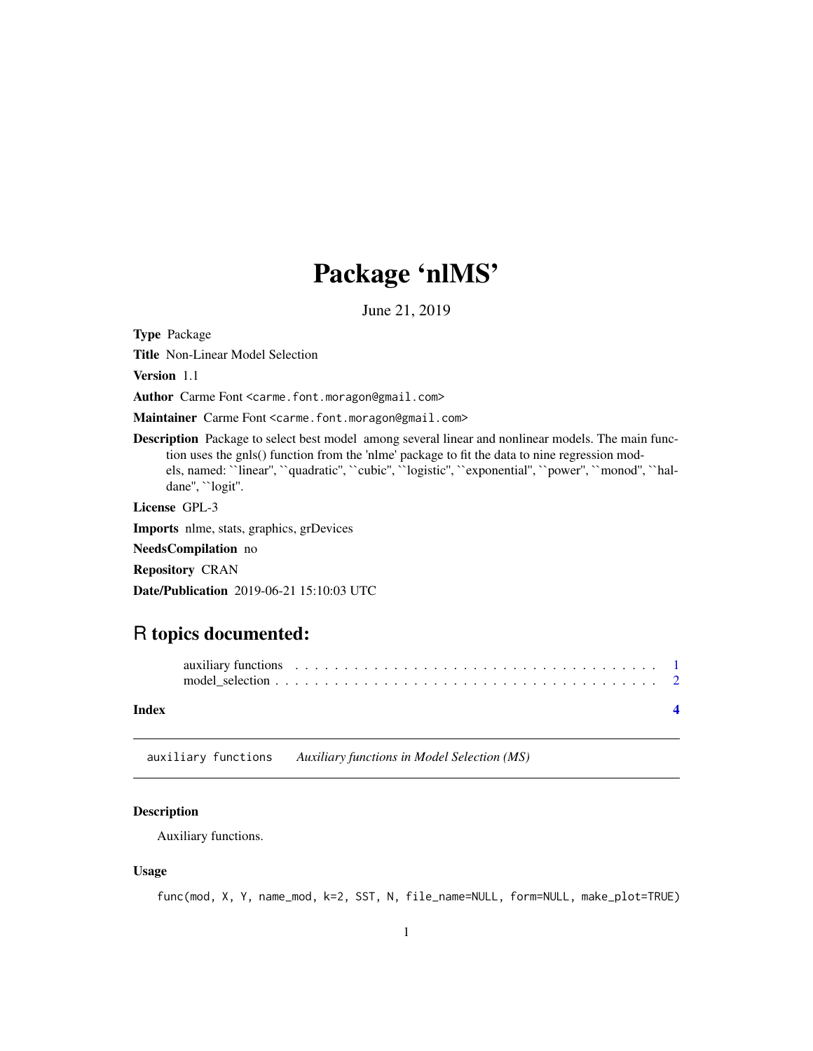# Package 'nlMS'

June 21, 2019

**Type** Package

**Title** Non-Linear Model Selection

**Version** 1.1

**Author** Carme Font <carme.font.moragon@gmail.com>

**Maintainer** Carme Font <carme.font.moragon@gmail.com>

**Description** Package to select best model among several linear and nonlinear models. The main function uses the gnls() function from the 'nlme' package to fit the data to nine regression models, named: ``linear'', ``quadratic'', ``cubic'', ``logistic'', ``exponential'', ``power'', ``monod'', ``haldane'', ``logit''.

**License** GPL-3

**Imports** nlme, stats, graphics, grDevices

**NeedsCompilation** no

**Repository** CRAN

**Date/Publication** 2019-06-21 15:10:03 UTC

## R topics documented:

auxiliary functions . . . . . . . . . . . . . . . . . . . . . . . . . . . . . . . . . . . . . 1
model_selection . . . . . . . . . . . . . . . . . . . . . . . . . . . . . . . . . . . . . . 2

**Index** **4**

---

auxiliary functions *Auxiliary functions in Model Selection (MS)*

### Description

Auxiliary functions.

### Usage

```
func(mod, X, Y, name_mod, k=2, SST, N, file_name=NULL, form=NULL, make_plot=TRUE)
```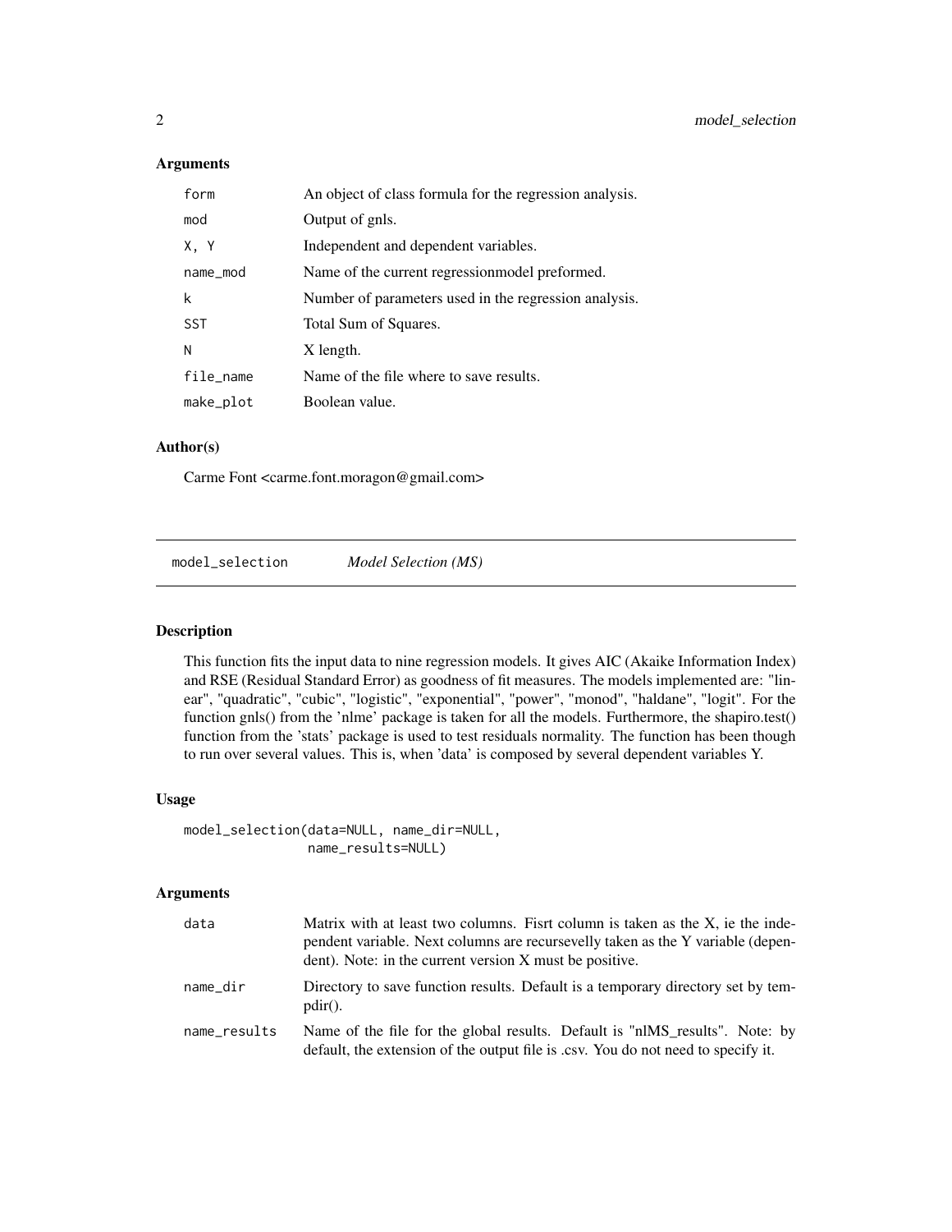## Arguments

| | |
|---|---|
| form | An object of class formula for the regression analysis. |
| mod | Output of gnls. |
| X, Y | Independent and dependent variables. |
| name_mod | Name of the current regressionmodel preformed. |
| k | Number of parameters used in the regression analysis. |
| SST | Total Sum of Squares. |
| N | X length. |
| file_name | Name of the file where to save results. |
| make_plot | Boolean value. |

## Author(s)

Carme Font <carme.font.moragon@gmail.com>

---

# model_selection *Model Selection (MS)*

## Description

This function fits the input data to nine regression models. It gives AIC (Akaike Information Index) and RSE (Residual Standard Error) as goodness of fit measures. The models implemented are: "linear", "quadratic", "cubic", "logistic", "exponential", "power", "monod", "haldane", "logit". For the function gnls() from the 'nlme' package is taken for all the models. Furthermore, the shapiro.test() function from the 'stats' package is used to test residuals normality. The function has been though to run over several values. This is, when 'data' is composed by several dependent variables Y.

## Usage

```
model_selection(data=NULL, name_dir=NULL,
                name_results=NULL)
```

## Arguments

| | |
|---|---|
| data | Matrix with at least two columns. Fisrt column is taken as the X, ie the independent variable. Next columns are recursevelly taken as the Y variable (dependent). Note: in the current version X must be positive. |
| name_dir | Directory to save function results. Default is a temporary directory set by tempdir(). |
| name_results | Name of the file for the global results. Default is "nlMS_results". Note: by default, the extension of the output file is .csv. You do not need to specify it. |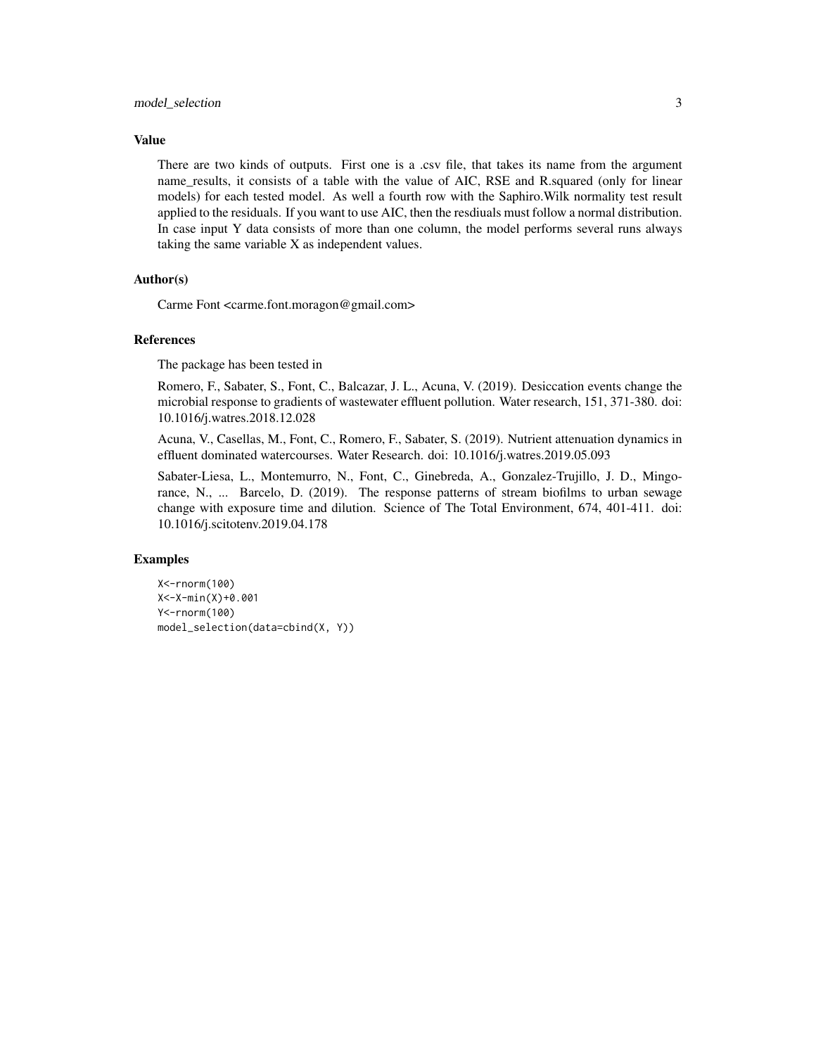## Value

There are two kinds of outputs. First one is a .csv file, that takes its name from the argument name_results, it consists of a table with the value of AIC, RSE and R.squared (only for linear models) for each tested model. As well a fourth row with the Saphiro.Wilk normality test result applied to the residuals. If you want to use AIC, then the resdiuals must follow a normal distribution. In case input Y data consists of more than one column, the model performs several runs always taking the same variable X as independent values.

## Author(s)

Carme Font <carme.font.moragon@gmail.com>

## References

The package has been tested in

Romero, F., Sabater, S., Font, C., Balcazar, J. L., Acuna, V. (2019). Desiccation events change the microbial response to gradients of wastewater effluent pollution. Water research, 151, 371-380. doi: 10.1016/j.watres.2018.12.028

Acuna, V., Casellas, M., Font, C., Romero, F., Sabater, S. (2019). Nutrient attenuation dynamics in effluent dominated watercourses. Water Research. doi: 10.1016/j.watres.2019.05.093

Sabater-Liesa, L., Montemurro, N., Font, C., Ginebreda, A., Gonzalez-Trujillo, J. D., Mingorance, N., ... Barcelo, D. (2019). The response patterns of stream biofilms to urban sewage change with exposure time and dilution. Science of The Total Environment, 674, 401-411. doi: 10.1016/j.scitotenv.2019.04.178

## Examples

```
X<-rnorm(100)
X<-X-min(X)+0.001
Y<-rnorm(100)
model_selection(data=cbind(X, Y))
```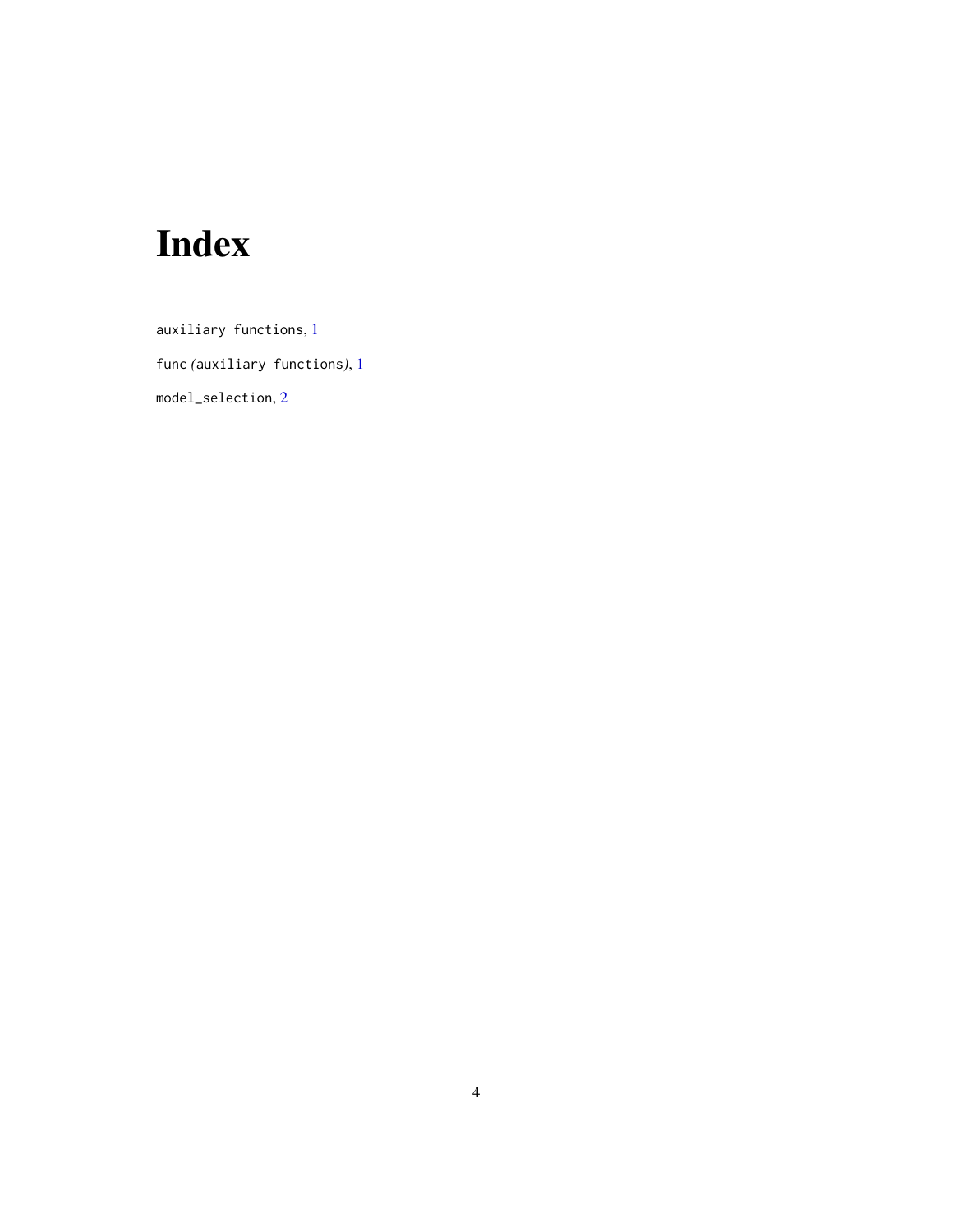# Index

auxiliary functions, 1

func (auxiliary functions), 1

model_selection, 2